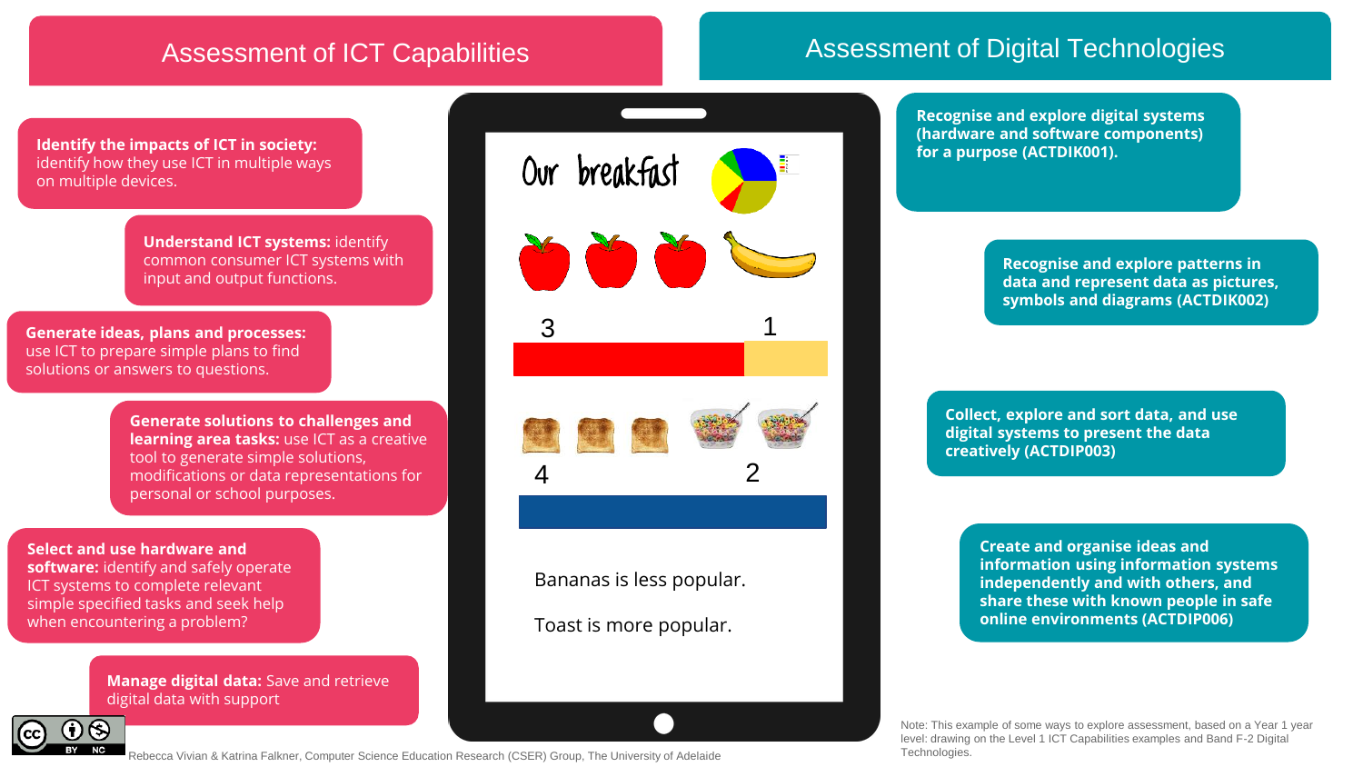## Assessment of ICT Capabilities

**Identify the impacts of ICT in society:** identify how they use ICT in multiple ways on multiple devices.

**Understand ICT systems:** identify common consumer ICT systems with input and output functions.

**Generate ideas, plans and processes:** use ICT to prepare simple plans to find solutions or answers to questions.

**Generate solutions to challenges and learning area tasks:** use ICT as a creative tool to generate simple solutions, modifications or data representations for personal or school purposes.

**Select and use hardware and software:** identify and safely operate ICT systems to complete relevant simple specified tasks and seek help when encountering a problem?

**Manage digital data:** Save and retrieve digital data with support

## Assessment of Digital Technologies

**Recognise and explore digital systems (hardware and software components) for a purpose (ACTDIK001).**

**Recognise and explore patterns in data and represent data as pictures, symbols and diagrams (ACTDIK002)**

**Collect, explore and sort data, and use digital systems to present the data creatively (ACTDIP003)**

**Create and organise ideas and information using information systems independently and with others, and share these with known people in safe online environments (ACTDIP006)**

Our breakfast

3 1

4 2

Bananas is less popular.

Toast is more popular.

Rebecca Vivian & Katrina Falkner, Computer Science Education Research (CSER) Group, The University of Adelaide

Note: This example of some ways to explore assessment, based on a Year 1 year level: drawing on the Level 1 ICT Capabilities examples and Band F-2 Digital Technologies.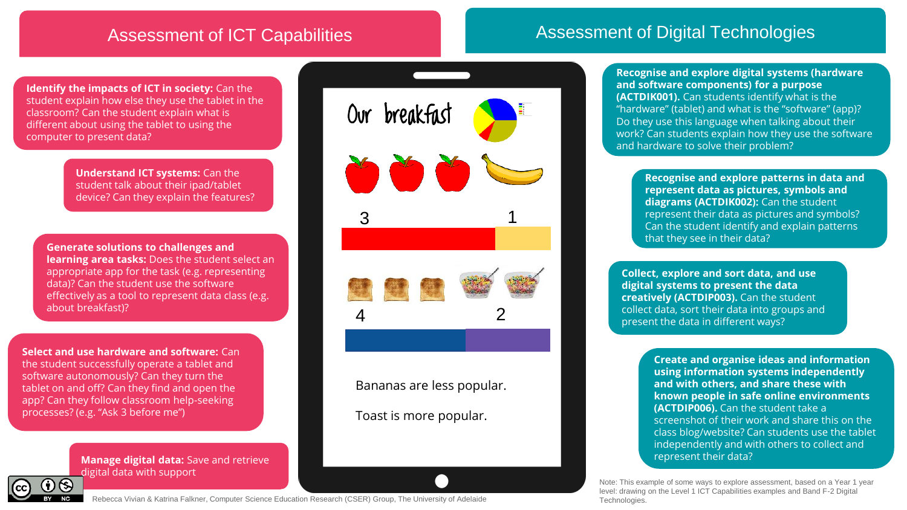## Assessment of ICT Capabilities

**Identify the impacts of ICT in society:** Can the student explain how else they use the tablet in the classroom? Can the student explain what is different about using the tablet to using the computer to present data?

**Understand ICT systems:** Can the student talk about their ipad/tablet device? Can they explain the features?

**Generate solutions to challenges and learning area tasks:** Does the student select an appropriate app for the task (e.g. representing data)? Can the student use the software effectively as a tool to represent data class (e.g. about breakfast)?

**Select and use hardware and software:** Can the student successfully operate a tablet and software autonomously? Can they turn the tablet on and off? Can they find and open the app? Can they follow classroom help-seeking processes? (e.g. "Ask 3 before me")

**Manage digital data:** Save and retrieve digital data with support

## Assessment of Digital Technologies

**Recognise and explore digital systems (hardware and software components) for a purpose (ACTDIK001).** Can students identify what is the "hardware" (tablet) and what is the "software" (app)? Do they use this language when talking about their work? Can students explain how they use the software and hardware to solve their problem?

**Recognise and explore patterns in data and represent data as pictures, symbols and diagrams (ACTDIK002):** Can the student represent their data as pictures and symbols? Can the student identify and explain patterns that they see in their data?

**Collect, explore and sort data, and use digital systems to present the data creatively (ACTDIP003).** Can the student collect data, sort their data into groups and present the data in different ways?

**Create and organise ideas and information using information systems independently and with others, and share these with known people in safe online environments (ACTDIP006).** Can the student take a screenshot of their work and share this on the class blog/website? Can students use the tablet independently and with others to collect and represent their data?

Our breakfast

3 1

4 2

Bananas are less popular.

Toast is more popular.

Rebecca Vivian & Katrina Falkner, Computer Science Education Research (CSER) Group, The University of Adelaide

Note: This example of some ways to explore assessment, based on a Year 1 year level: drawing on the Level 1 ICT Capabilities examples and Band F-2 Digital Technologies.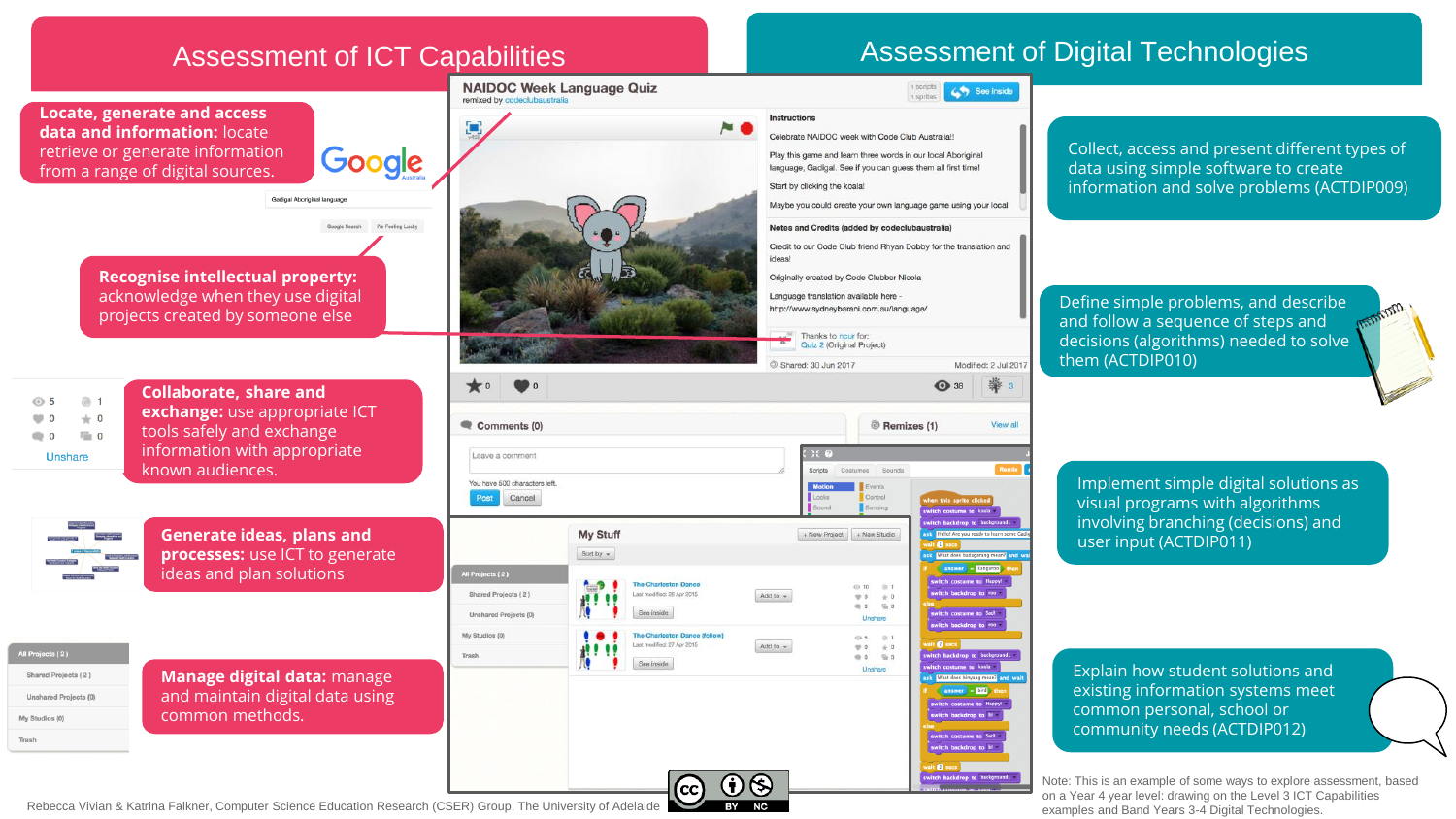# Assessment of ICT Capabilities

**Locate, generate and access data and information:** locate retrieve or generate information from a range of digital sources.

**Recognise intellectual property:** acknowledge when they use digital projects created by someone else

**Collaborate, share and exchange:** use appropriate ICT tools safely and exchange information with appropriate known audiences.

**Generate ideas, plans and processes:** use ICT to generate ideas and plan solutions

**Manage digital data:** manage and maintain digital data using common methods.

# Assessment of Digital Technologies

Collect, access and present different types of data using simple software to create information and solve problems (ACTDIP009)

Define simple problems, and describe and follow a sequence of steps and decisions (algorithms) needed to solve them (ACTDIP010)

Implement simple digital solutions as visual programs with algorithms involving branching (decisions) and user input (ACTDIP011)

Explain how student solutions and existing information systems meet common personal, school or community needs (ACTDIP012)

Note: This is an example of some ways to explore assessment, based on a Year 4 year level: drawing on the Level 3 ICT Capabilities examples and Band Years 3-4 Digital Technologies.

Rebecca Vivian & Katrina Falkner, Computer Science Education Research (CSER) Group, The University of Adelaide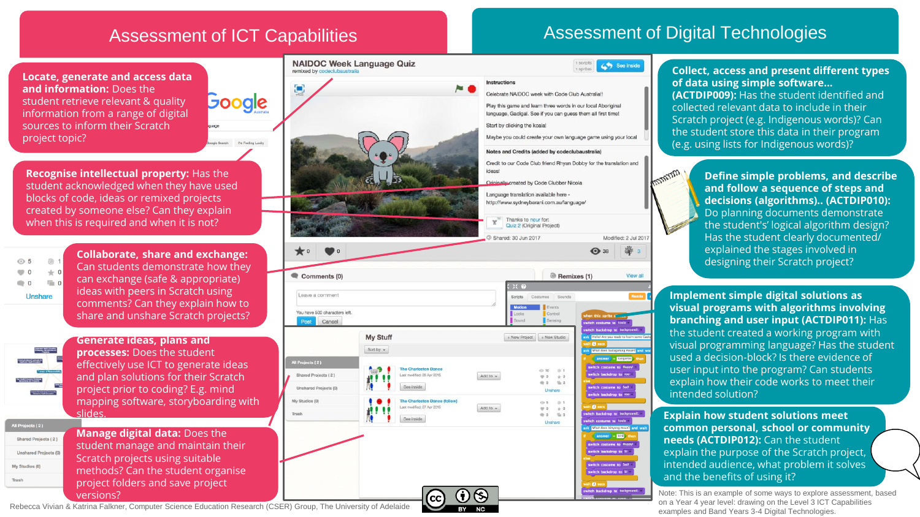# Assessment of ICT Capabilities

**Locate, generate and access data and information:** Does the student retrieve relevant & quality information from a range of digital sources to inform their Scratch project topic?

**Recognise intellectual property:** Has the student acknowledged when they have used blocks of code, ideas or remixed projects created by someone else? Can they explain when this is required and when it is not?

**Collaborate, share and exchange:** Can students demonstrate how they can exchange (safe & appropriate) ideas with peers in Scratch using comments? Can they explain how to share and unshare Scratch projects?

**Generate ideas, plans and processes:** Does the student effectively use ICT to generate ideas and plan solutions for their Scratch project prior to coding? E.g. mind mapping software, storyboarding with slides.

**Manage digital data:** Does the student manage and maintain their Scratch projects using suitable methods? Can the student organise project folders and save project versions?

# Assessment of Digital Technologies

**Collect, access and present different types of data using simple software... (ACTDIP009):** Has the student identified and collected relevant data to include in their Scratch project (e.g. Indigenous words)? Can the student store this data in their program (e.g. using lists for Indigenous words)?

**Define simple problems, and describe and follow a sequence of steps and decisions (algorithms).. (ACTDIP010):** Do planning documents demonstrate the student's' logical algorithm design? Has the student clearly documented/ explained the stages involved in designing their Scratch project?

**Implement simple digital solutions as visual programs with algorithms involving branching and user input (ACTDIP011):** Has the student created a working program with visual programming language? Has the student used a decision-block? Is there evidence of user input into the program? Can students explain how their code works to meet their intended solution?

**Explain how student solutions meet common personal, school or community needs (ACTDIP012):** Can the student explain the purpose of the Scratch project, intended audience, what problem it solves and the benefits of using it?

Note: This is an example of some ways to explore assessment, based on a Year 4 year level: drawing on the Level 3 ICT Capabilities examples and Band Years 3-4 Digital Technologies.

Rebecca Vivian & Katrina Falkner, Computer Science Education Research (CSER) Group, The University of Adelaide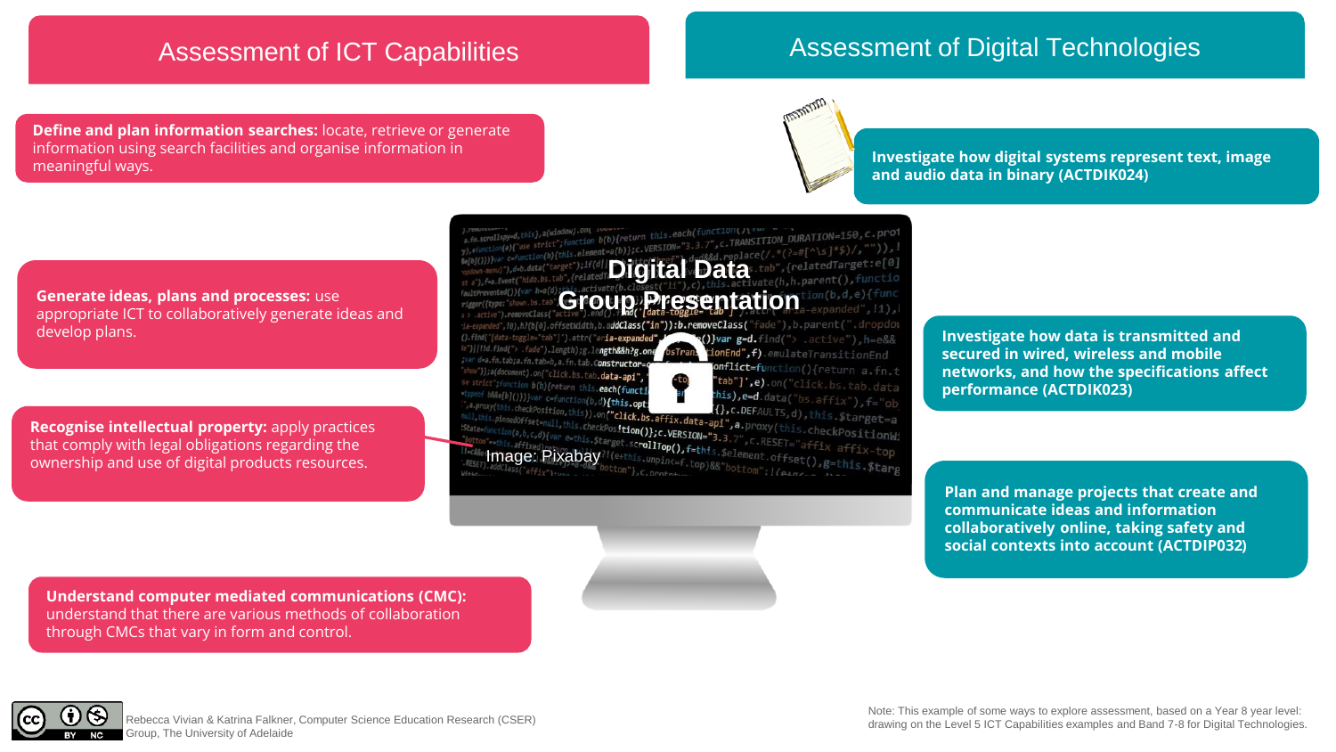## Assessment of ICT Capabilities

**Define and plan information searches:** locate, retrieve or generate information using search facilities and organise information in meaningful ways.

**Generate ideas, plans and processes:** use appropriate ICT to collaboratively generate ideas and develop plans.

**Recognise intellectual property:** apply practices that comply with legal obligations regarding the ownership and use of digital products resources.

**Understand computer mediated communications (CMC):** understand that there are various methods of collaboration through CMCs that vary in form and control.

## Digital Data Group Presentation

Image: Pixabay

## Assessment of Digital Technologies

**Investigate how digital systems represent text, image and audio data in binary (ACTDIK024)**

**Investigate how data is transmitted and secured in wired, wireless and mobile networks, and how the specifications affect performance (ACTDIK023)**

**Plan and manage projects that create and communicate ideas and information collaboratively online, taking safety and social contexts into account (ACTDIP032)**

Rebecca Vivian & Katrina Falkner, Computer Science Education Research (CSER) Group, The University of Adelaide

Note: This example of some ways to explore assessment, based on a Year 8 year level: drawing on the Level 5 ICT Capabilities examples and Band 7-8 for Digital Technologies.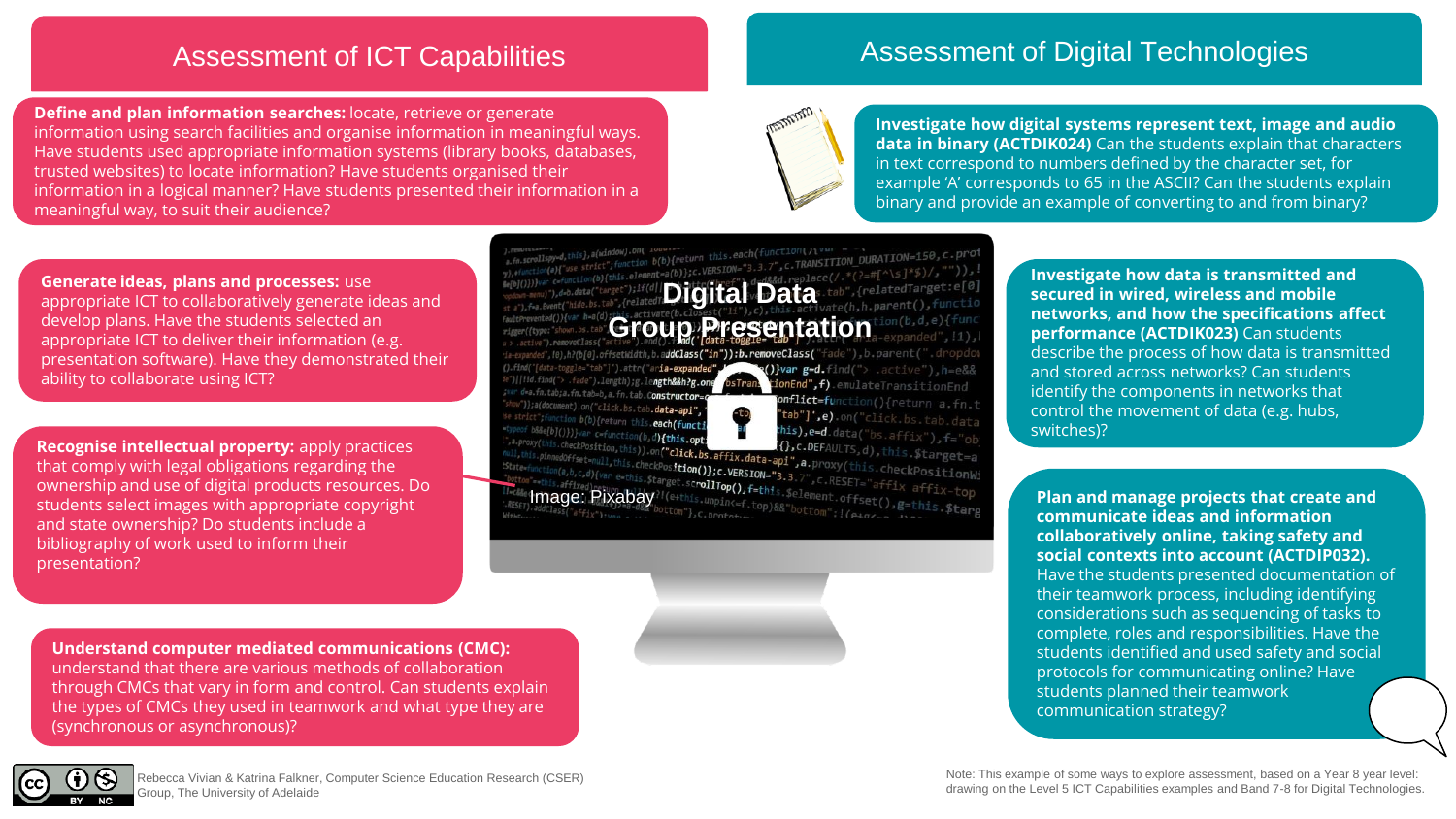## Assessment of ICT Capabilities

**Define and plan information searches:** locate, retrieve or generate information using search facilities and organise information in meaningful ways. Have students used appropriate information systems (library books, databases, trusted websites) to locate information? Have students organised their information in a logical manner? Have students presented their information in a meaningful way, to suit their audience?

**Generate ideas, plans and processes:** use appropriate ICT to collaboratively generate ideas and develop plans. Have the students selected an appropriate ICT to deliver their information (e.g. presentation software). Have they demonstrated their ability to collaborate using ICT?

**Recognise intellectual property:** apply practices that comply with legal obligations regarding the ownership and use of digital products resources. Do students select images with appropriate copyright and state ownership? Do students include a bibliography of work used to inform their presentation?

**Understand computer mediated communications (CMC):** understand that there are various methods of collaboration through CMCs that vary in form and control. Can students explain the types of CMCs they used in teamwork and what type they are (synchronous or asynchronous)?

## Digital Data Group Presentation

Image: Pixabay

## Assessment of Digital Technologies

**Investigate how digital systems represent text, image and audio data in binary (ACTDIK024)** Can the students explain that characters in text correspond to numbers defined by the character set, for example 'A' corresponds to 65 in the ASCII? Can the students explain binary and provide an example of converting to and from binary?

**Investigate how data is transmitted and secured in wired, wireless and mobile networks, and how the specifications affect performance (ACTDIK023)** Can students describe the process of how data is transmitted and stored across networks? Can students identify the components in networks that control the movement of data (e.g. hubs, switches)?

**Plan and manage projects that create and communicate ideas and information collaboratively online, taking safety and social contexts into account (ACTDIP032).** Have the students presented documentation of their teamwork process, including identifying considerations such as sequencing of tasks to complete, roles and responsibilities. Have the students identified and used safety and social protocols for communicating online? Have students planned their teamwork communication strategy?

Rebecca Vivian & Katrina Falkner, Computer Science Education Research (CSER) Group, The University of Adelaide

Note: This example of some ways to explore assessment, based on a Year 8 year level: drawing on the Level 5 ICT Capabilities examples and Band 7-8 for Digital Technologies.